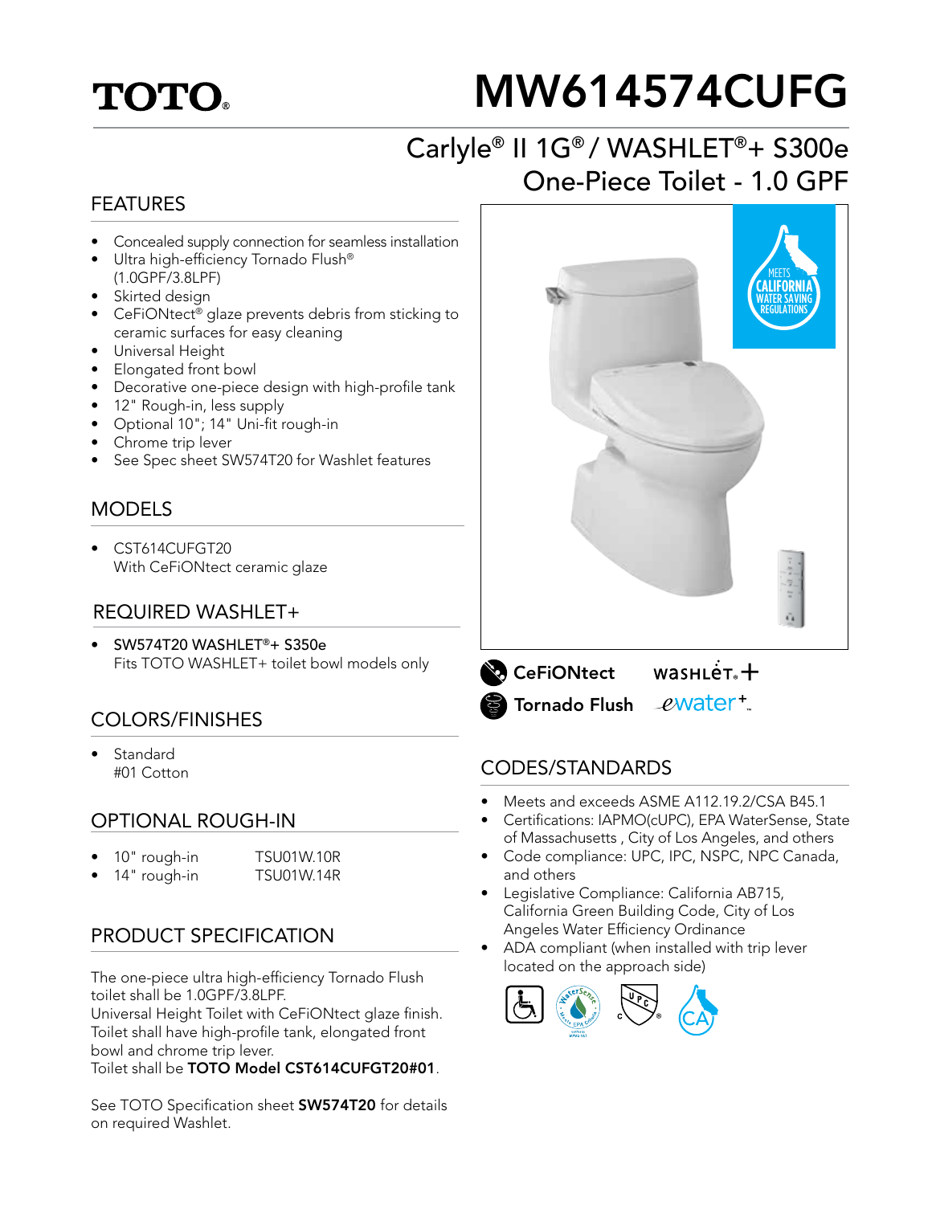TOTO

# MW614574CUFG

## Carlyle® II 1G® / WASHLET®+ S300e One-Piece Toilet - 1.0 GPF

## FEATURES

- Concealed supply connection for seamless installation
- Ultra high-efficiency Tornado Flush® (1.0GPF/3.8LPF)
- Skirted design
- CeFiONtect® glaze prevents debris from sticking to ceramic surfaces for easy cleaning
- Universal Height
- Elongated front bowl
- Decorative one-piece design with high-profile tank
- 12" Rough-in, less supply
- Optional 10"; 14" Uni-fit rough-in
- Chrome trip lever
- See Spec sheet SW574T20 for Washlet features

## MODELS

- CST614CUFGT20
  With CeFiONtect ceramic glaze

## REQUIRED WASHLET+

- SW574T20 WASHLET®+ S350e
  Fits TOTO WASHLET+ toilet bowl models only

## COLORS/FINISHES

- Standard
  #01 Cotton

## OPTIONAL ROUGH-IN

| | |
|---|---|
| 10" rough-in | TSU01W.10R |
| 14" rough-in | TSU01W.14R |

## PRODUCT SPECIFICATION

The one-piece ultra high-efficiency Tornado Flush toilet shall be 1.0GPF/3.8LPF.
Universal Height Toilet with CeFiONtect glaze finish.
Toilet shall have high-profile tank, elongated front bowl and chrome trip lever.
Toilet shall be **TOTO Model CST614CUFGT20#01**.

See TOTO Specification sheet **SW574T20** for details on required Washlet.

MEETS CALIFORNIA WATER SAVING REGULATIONS

CeFiONtect | WASHLET+ | Tornado Flush | ewater+

## CODES/STANDARDS

- Meets and exceeds ASME A112.19.2/CSA B45.1
- Certifications: IAPMO(cUPC), EPA WaterSense, State of Massachusetts , City of Los Angeles, and others
- Code compliance: UPC, IPC, NSPC, NPC Canada, and others
- Legislative Compliance: California AB715, California Green Building Code, City of Los Angeles Water Efficiency Ordinance
- ADA compliant (when installed with trip lever located on the approach side)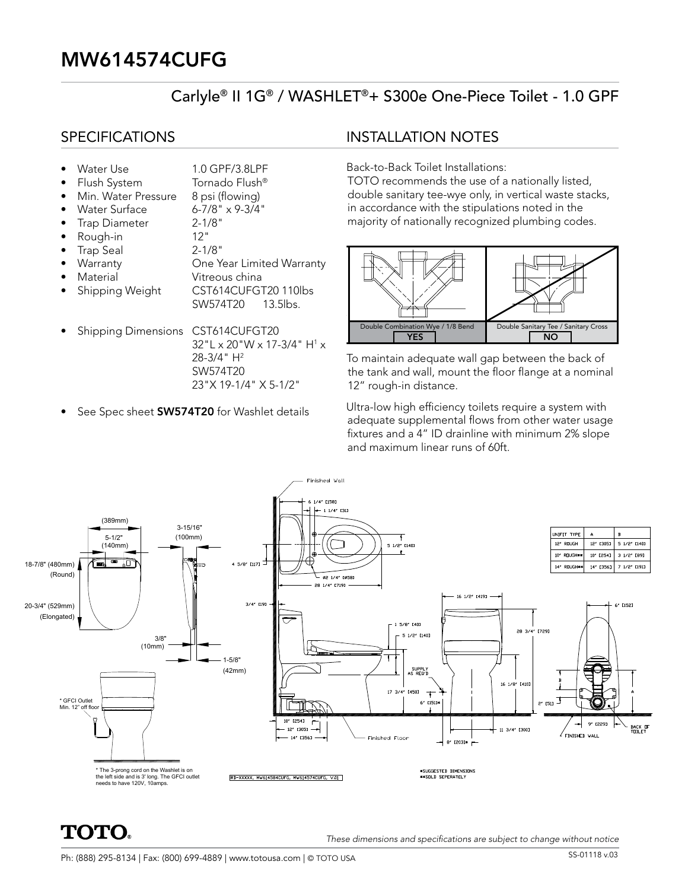# MW614574CUFG

## Carlyle® II 1G® / WASHLET®+ S300e One-Piece Toilet - 1.0 GPF

## SPECIFICATIONS

- Water Use 1.0 GPF/3.8LPF
- Flush System Tornado Flush®
- Min. Water Pressure 8 psi (flowing)
- Water Surface 6-7/8" x 9-3/4"
- Trap Diameter 2-1/8"
- Rough-in 12"
- Trap Seal 2-1/8"
- Warranty One Year Limited Warranty
- Material Vitreous china
- Shipping Weight CST614CUFGT20 110lbs
  SW574T20 13.5lbs.
- Shipping Dimensions CST614CUFGT20
  32"L x 20"W x 17-3/4" H[1] x 28-3/4" H[2]
  SW574T20
  23"X 19-1/4" X 5-1/2"
- See Spec sheet **SW574T20** for Washlet details

## INSTALLATION NOTES

Back-to-Back Toilet Installations:
TOTO recommends the use of a nationally listed, double sanitary tee-wye only, in vertical waste stacks, in accordance with the stipulations noted in the majority of nationally recognized plumbing codes.

Double Combination Wye / 1/8 Bend
YES

Double Sanitary Tee / Sanitary Cross
NO

To maintain adequate wall gap between the back of the tank and wall, mount the floor flange at a nominal 12" rough-in distance.

Ultra-low high efficiency toilets require a system with adequate supplemental flows from other water usage fixtures and a 4" ID drainline with minimum 2% slope and maximum linear runs of 60ft.

(389mm)
5-1/2" (140mm)
3-15/16" (100mm)
18-7/8" (480mm) (Round)
20-3/4" (529mm) (Elongated)
3/8" (10mm)
1-5/8" (42mm)

\* GFCI Outlet Min. 12" off floor

\* The 3-prong cord on the Washlet is on the left side and is 3' long. The GFCI outlet needs to have 120V, 10amps.

Finished Wall
6 1/4" [158]
1 1/4" [31]
5 1/2" [140]
4 5/8" [117]
Ø2 1/4" [Ø58]
28 1/4" [719]
3/4" [19]
1 5/8" [40]
5 1/2" [140]
SUPPLY AS REQ'D
17 3/4" [450]
6" [151]*
10" [254]
12" [305]
14" [356]
Finished Floor
16 1/2" [419]
28 3/4" [729]
16 1/8" [410]
11 3/4" [300]
8" [203]*
6" [152]
2" [51]
9" [229]
BACK OF TOILET
FINISHED WALL

| UNIFIT TYPE | A | B |
|---|---|---|
| 12" ROUGH | 12" [305] | 5 1/2" [140] |
| 10" ROUGH** | 10" [254] | 3 1/2" [89] |
| 14" ROUGH** | 14" [356] | 7 1/2" [191] |

RD-XXXXX, MW614584CUFG, MW614574CUFG, V.01

*SUGGESTED DIMENSIONS
**SOLD SEPERATELY

*These dimensions and specifications are subject to change without notice*

Ph: (888) 295-8134 | Fax: (800) 699-4889 | www.totousa.com | © TOTO USA

SS-01118 v.03